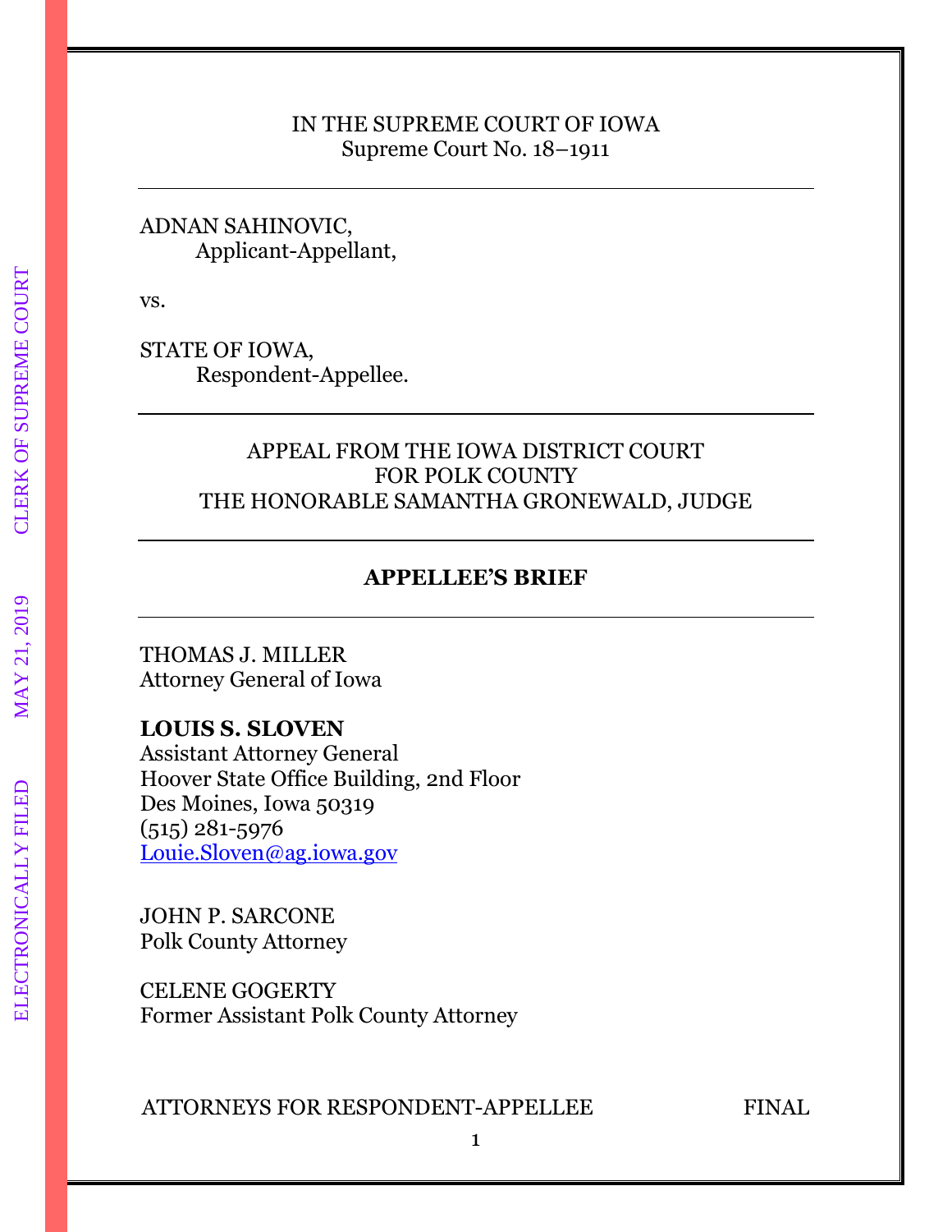IN THE SUPREME COURT OF IOWA
Supreme Court No. 18–1911

---

ADNAN SAHINOVIC,
Applicant-Appellant,

vs.

STATE OF IOWA,
Respondent-Appellee.

---

APPEAL FROM THE IOWA DISTRICT COURT
FOR POLK COUNTY
THE HONORABLE SAMANTHA GRONEWALD, JUDGE

---

**APPELLEE'S BRIEF**

---

THOMAS J. MILLER
Attorney General of Iowa

**LOUIS S. SLOVEN**
Assistant Attorney General
Hoover State Office Building, 2nd Floor
Des Moines, Iowa 50319
(515) 281-5976
Louie.Sloven@ag.iowa.gov

JOHN P. SARCONE
Polk County Attorney

CELENE GOGERTY
Former Assistant Polk County Attorney

ATTORNEYS FOR RESPONDENT-APPELLEE FINAL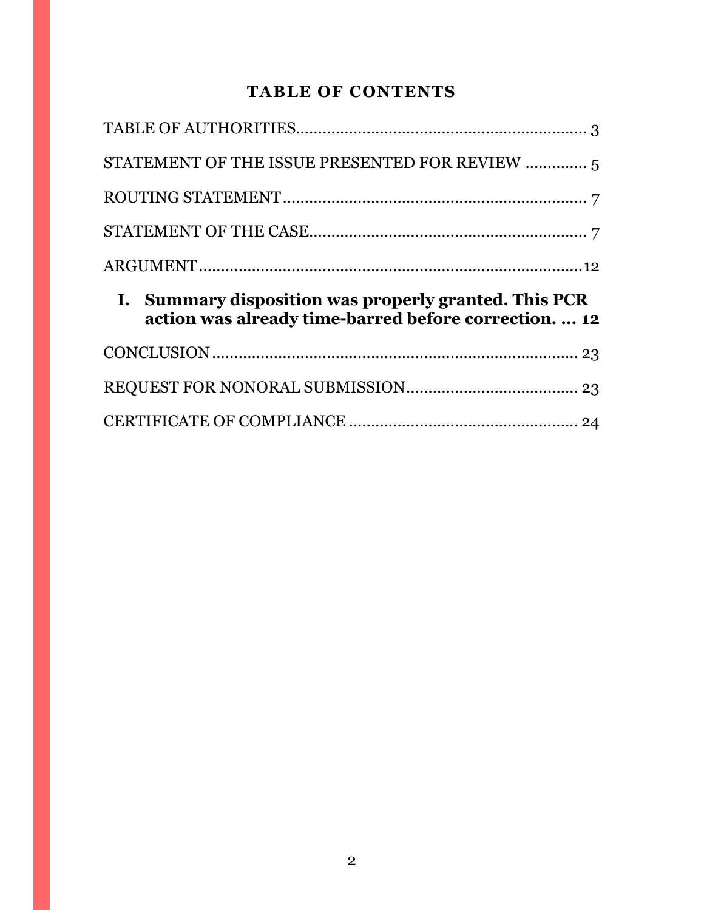## TABLE OF CONTENTS

TABLE OF AUTHORITIES................................................................ 3

STATEMENT OF THE ISSUE PRESENTED FOR REVIEW ............. 5

ROUTING STATEMENT.................................................................... 7

STATEMENT OF THE CASE............................................................ 7

ARGUMENT......................................................................................12

**I. Summary disposition was properly granted. This PCR action was already time-barred before correction. ... 12**

CONCLUSION.................................................................................. 23

REQUEST FOR NONORAL SUBMISSION....................................... 23

CERTIFICATE OF COMPLIANCE .................................................... 24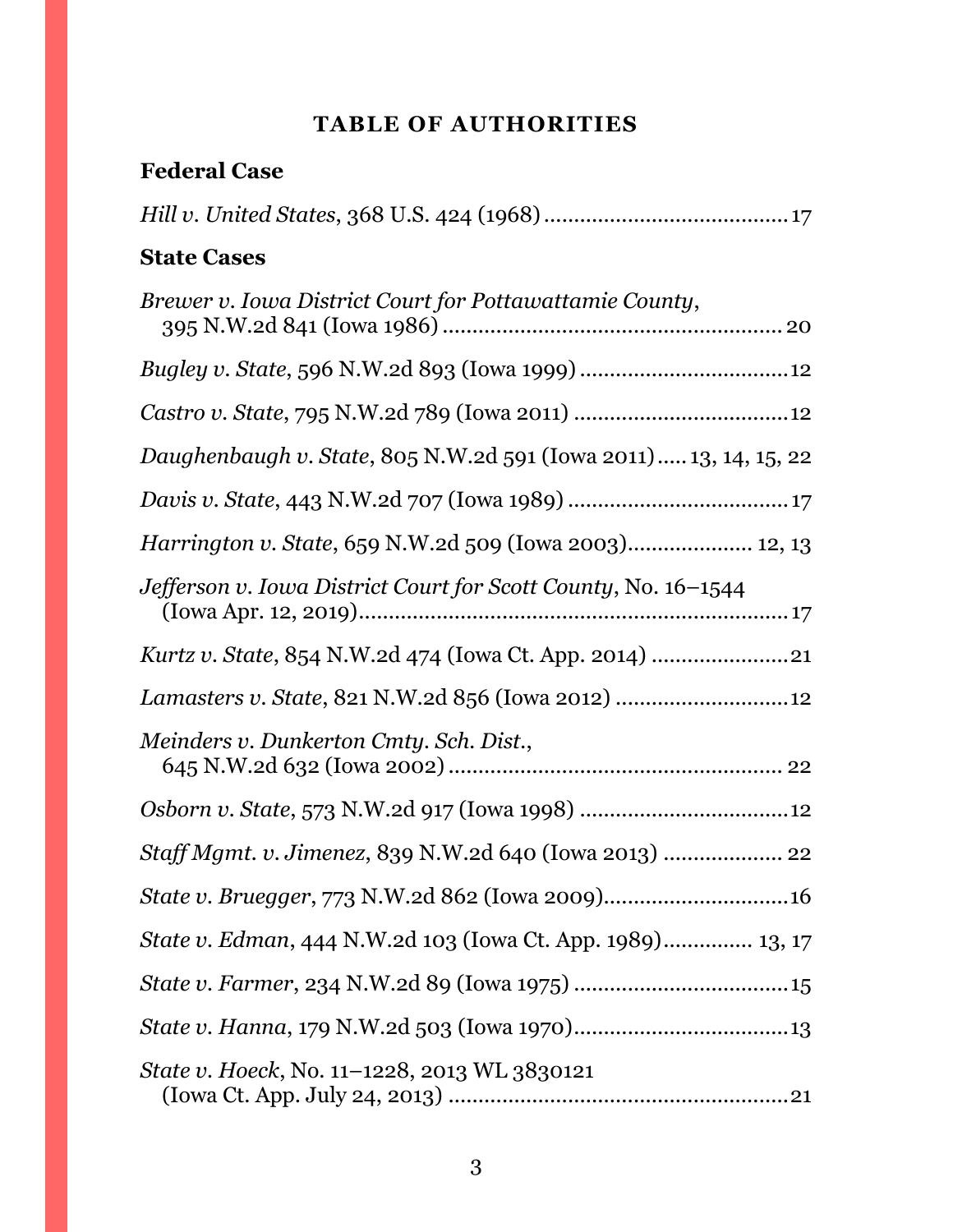# TABLE OF AUTHORITIES

## Federal Case

*Hill v. United States*, 368 U.S. 424 (1968) ........................................ 17

## State Cases

*Brewer v. Iowa District Court for Pottawattamie County*, 395 N.W.2d 841 (Iowa 1986) ........................................................ 20

*Bugley v. State*, 596 N.W.2d 893 (Iowa 1999) .................................. 12

*Castro v. State*, 795 N.W.2d 789 (Iowa 2011) ................................... 12

*Daughenbaugh v. State*, 805 N.W.2d 591 (Iowa 2011) ..... 13, 14, 15, 22

*Davis v. State*, 443 N.W.2d 707 (Iowa 1989) ..................................... 17

*Harrington v. State*, 659 N.W.2d 509 (Iowa 2003) .................... 12, 13

*Jefferson v. Iowa District Court for Scott County*, No. 16–1544 (Iowa Apr. 12, 2019) ......................................................................... 17

*Kurtz v. State*, 854 N.W.2d 474 (Iowa Ct. App. 2014) ....................... 21

*Lamasters v. State*, 821 N.W.2d 856 (Iowa 2012) ............................. 12

*Meinders v. Dunkerton Cmty. Sch. Dist.*, 645 N.W.2d 632 (Iowa 2002) ........................................................ 22

*Osborn v. State*, 573 N.W.2d 917 (Iowa 1998) .................................. 12

*Staff Mgmt. v. Jimenez*, 839 N.W.2d 640 (Iowa 2013) ................... 22

*State v. Bruegger*, 773 N.W.2d 862 (Iowa 2009) ............................... 16

*State v. Edman*, 444 N.W.2d 103 (Iowa Ct. App. 1989) .............. 13, 17

*State v. Farmer*, 234 N.W.2d 89 (Iowa 1975) .................................... 15

*State v. Hanna*, 179 N.W.2d 503 (Iowa 1970) .................................... 13

*State v. Hoeck*, No. 11–1228, 2013 WL 3830121 (Iowa Ct. App. July 24, 2013) ........................................................ 21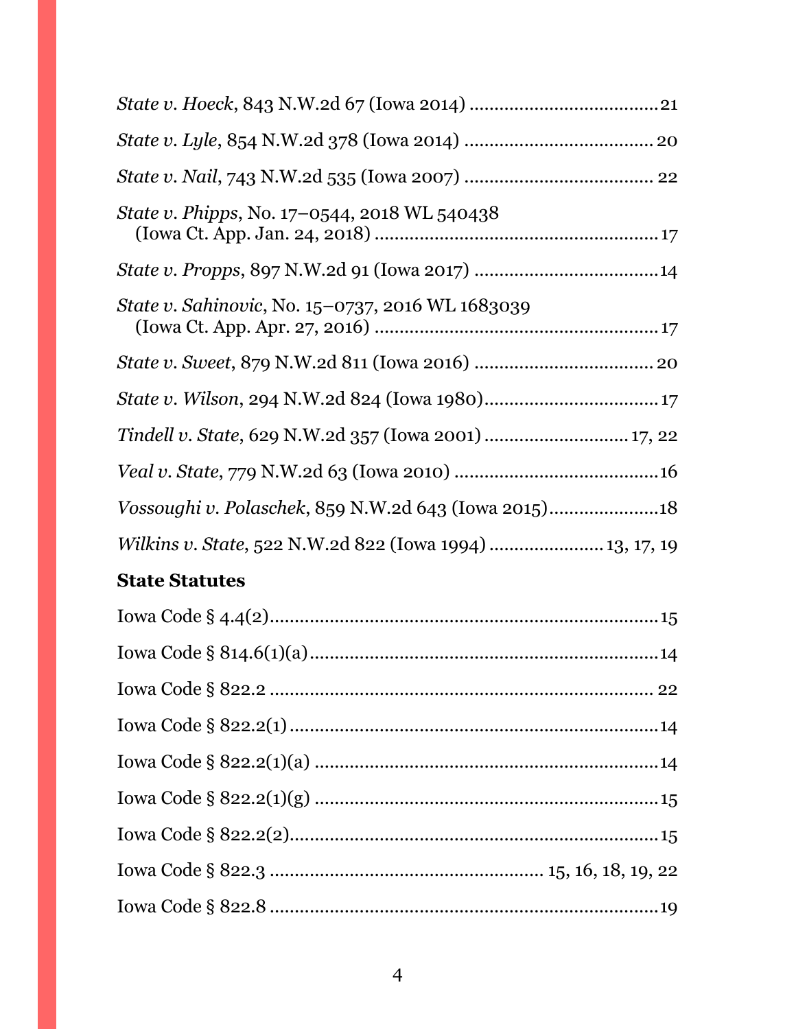*State v. Hoeck*, 843 N.W.2d 67 (Iowa 2014) .................................... 21

*State v. Lyle*, 854 N.W.2d 378 (Iowa 2014) .................................... 20

*State v. Nail*, 743 N.W.2d 535 (Iowa 2007) .................................... 22

*State v. Phipps*, No. 17–0544, 2018 WL 540438 (Iowa Ct. App. Jan. 24, 2018) .................................... 17

*State v. Propps*, 897 N.W.2d 91 (Iowa 2017) .................................... 14

*State v. Sahinovic*, No. 15–0737, 2016 WL 1683039 (Iowa Ct. App. Apr. 27, 2016) .................................... 17

*State v. Sweet*, 879 N.W.2d 811 (Iowa 2016) .................................... 20

*State v. Wilson*, 294 N.W.2d 824 (Iowa 1980) .................................... 17

*Tindell v. State*, 629 N.W.2d 357 (Iowa 2001) .................................... 17, 22

*Veal v. State*, 779 N.W.2d 63 (Iowa 2010) .................................... 16

*Vossoughi v. Polaschek*, 859 N.W.2d 643 (Iowa 2015) .................................... 18

*Wilkins v. State*, 522 N.W.2d 822 (Iowa 1994) .................................... 13, 17, 19

**State Statutes**

Iowa Code § 4.4(2) .................................... 15

Iowa Code § 814.6(1)(a) .................................... 14

Iowa Code § 822.2 .................................... 22

Iowa Code § 822.2(1) .................................... 14

Iowa Code § 822.2(1)(a) .................................... 14

Iowa Code § 822.2(1)(g) .................................... 15

Iowa Code § 822.2(2) .................................... 15

Iowa Code § 822.3 .................................... 15, 16, 18, 19, 22

Iowa Code § 822.8 .................................... 19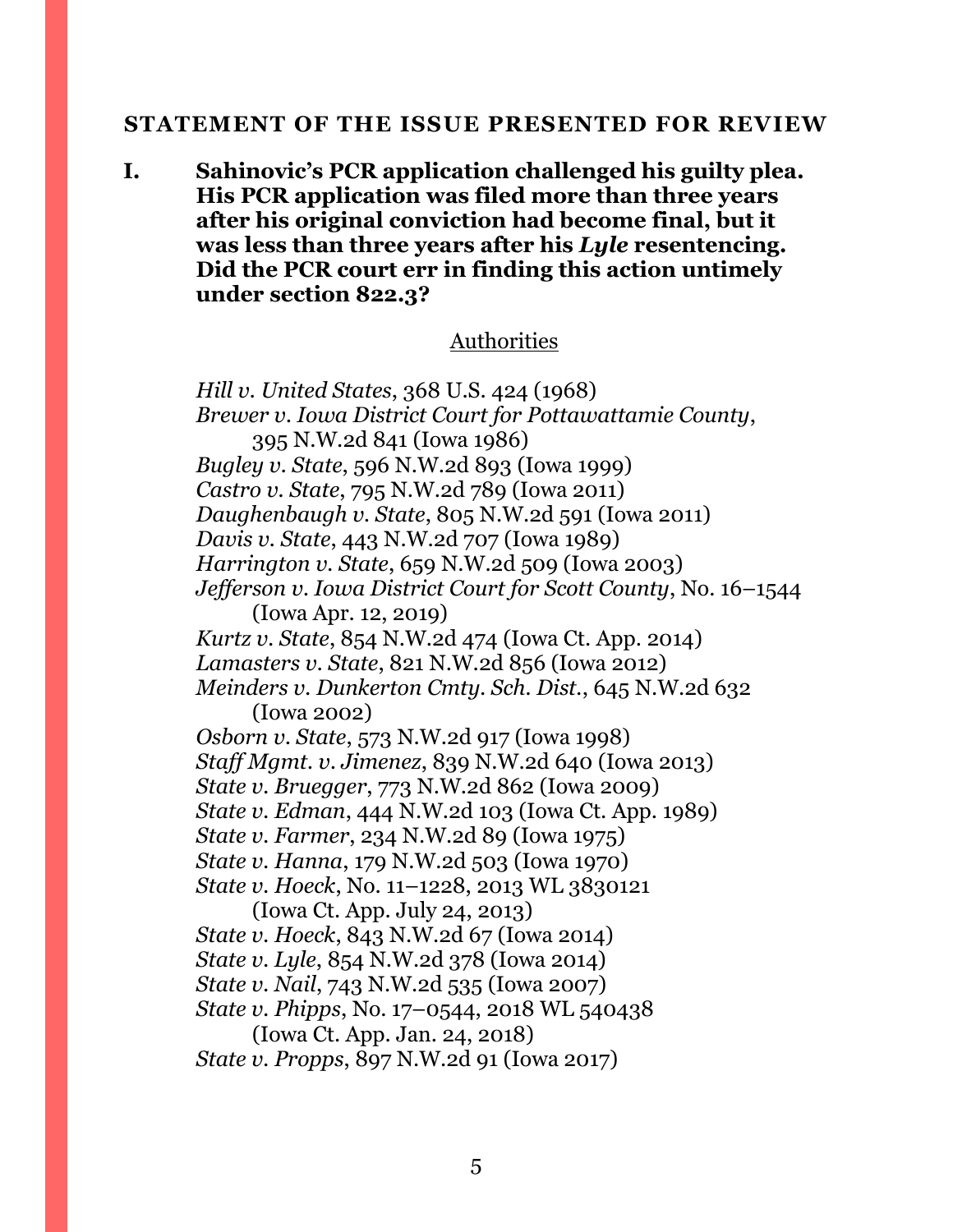## STATEMENT OF THE ISSUE PRESENTED FOR REVIEW

**I. Sahinovic's PCR application challenged his guilty plea. His PCR application was filed more than three years after his original conviction had become final, but it was less than three years after his *Lyle* resentencing. Did the PCR court err in finding this action untimely under section 822.3?**

Authorities

*Hill v. United States*, 368 U.S. 424 (1968)
*Brewer v. Iowa District Court for Pottawattamie County*, 395 N.W.2d 841 (Iowa 1986)
*Bugley v. State*, 596 N.W.2d 893 (Iowa 1999)
*Castro v. State*, 795 N.W.2d 789 (Iowa 2011)
*Daughenbaugh v. State*, 805 N.W.2d 591 (Iowa 2011)
*Davis v. State*, 443 N.W.2d 707 (Iowa 1989)
*Harrington v. State*, 659 N.W.2d 509 (Iowa 2003)
*Jefferson v. Iowa District Court for Scott County*, No. 16–1544 (Iowa Apr. 12, 2019)
*Kurtz v. State*, 854 N.W.2d 474 (Iowa Ct. App. 2014)
*Lamasters v. State*, 821 N.W.2d 856 (Iowa 2012)
*Meinders v. Dunkerton Cmty. Sch. Dist.*, 645 N.W.2d 632 (Iowa 2002)
*Osborn v. State*, 573 N.W.2d 917 (Iowa 1998)
*Staff Mgmt. v. Jimenez*, 839 N.W.2d 640 (Iowa 2013)
*State v. Bruegger*, 773 N.W.2d 862 (Iowa 2009)
*State v. Edman*, 444 N.W.2d 103 (Iowa Ct. App. 1989)
*State v. Farmer*, 234 N.W.2d 89 (Iowa 1975)
*State v. Hanna*, 179 N.W.2d 503 (Iowa 1970)
*State v. Hoeck*, No. 11–1228, 2013 WL 3830121 (Iowa Ct. App. July 24, 2013)
*State v. Hoeck*, 843 N.W.2d 67 (Iowa 2014)
*State v. Lyle*, 854 N.W.2d 378 (Iowa 2014)
*State v. Nail*, 743 N.W.2d 535 (Iowa 2007)
*State v. Phipps*, No. 17–0544, 2018 WL 540438 (Iowa Ct. App. Jan. 24, 2018)
*State v. Propps*, 897 N.W.2d 91 (Iowa 2017)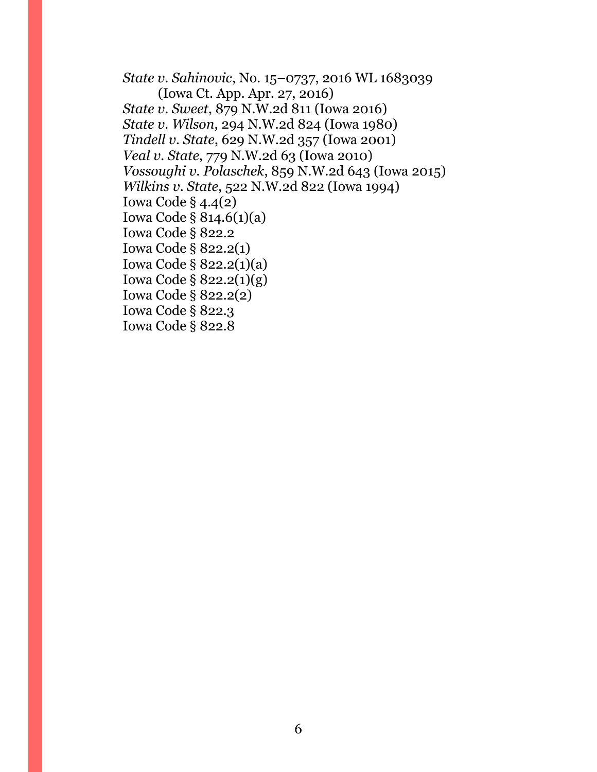*State v. Sahinovic*, No. 15–0737, 2016 WL 1683039 (Iowa Ct. App. Apr. 27, 2016)

*State v. Sweet*, 879 N.W.2d 811 (Iowa 2016)

*State v. Wilson*, 294 N.W.2d 824 (Iowa 1980)

*Tindell v. State*, 629 N.W.2d 357 (Iowa 2001)

*Veal v. State*, 779 N.W.2d 63 (Iowa 2010)

*Vossoughi v. Polaschek*, 859 N.W.2d 643 (Iowa 2015)

*Wilkins v. State*, 522 N.W.2d 822 (Iowa 1994)

Iowa Code § 4.4(2)

Iowa Code § 814.6(1)(a)

Iowa Code § 822.2

Iowa Code § 822.2(1)

Iowa Code § 822.2(1)(a)

Iowa Code § 822.2(1)(g)

Iowa Code § 822.2(2)

Iowa Code § 822.3

Iowa Code § 822.8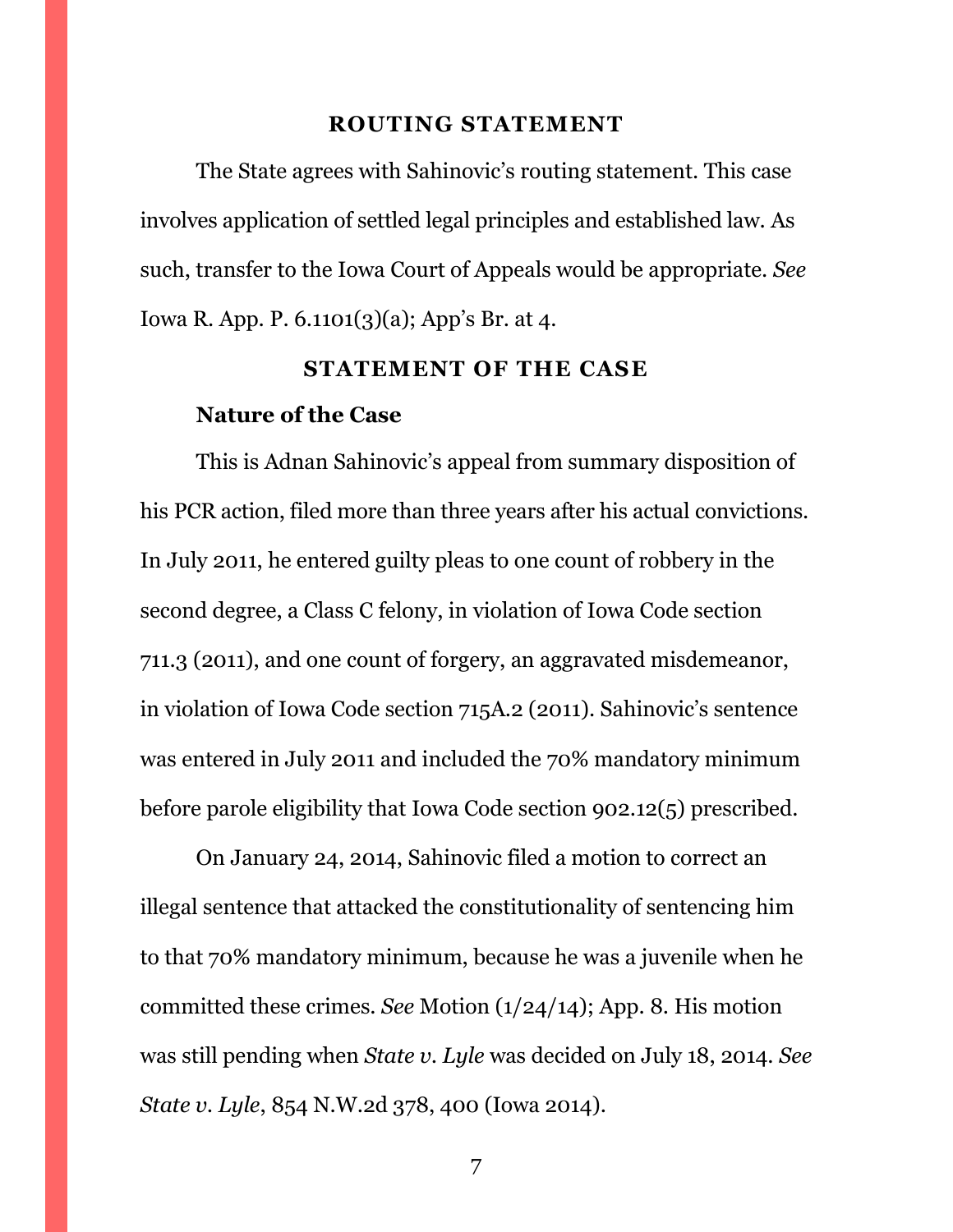## ROUTING STATEMENT

The State agrees with Sahinovic's routing statement. This case involves application of settled legal principles and established law. As such, transfer to the Iowa Court of Appeals would be appropriate. *See* Iowa R. App. P. 6.1101(3)(a); App's Br. at 4.

## STATEMENT OF THE CASE

### Nature of the Case

This is Adnan Sahinovic's appeal from summary disposition of his PCR action, filed more than three years after his actual convictions. In July 2011, he entered guilty pleas to one count of robbery in the second degree, a Class C felony, in violation of Iowa Code section 711.3 (2011), and one count of forgery, an aggravated misdemeanor, in violation of Iowa Code section 715A.2 (2011). Sahinovic's sentence was entered in July 2011 and included the 70% mandatory minimum before parole eligibility that Iowa Code section 902.12(5) prescribed.

On January 24, 2014, Sahinovic filed a motion to correct an illegal sentence that attacked the constitutionality of sentencing him to that 70% mandatory minimum, because he was a juvenile when he committed these crimes. *See* Motion (1/24/14); App. 8. His motion was still pending when *State v. Lyle* was decided on July 18, 2014. *See State v. Lyle*, 854 N.W.2d 378, 400 (Iowa 2014).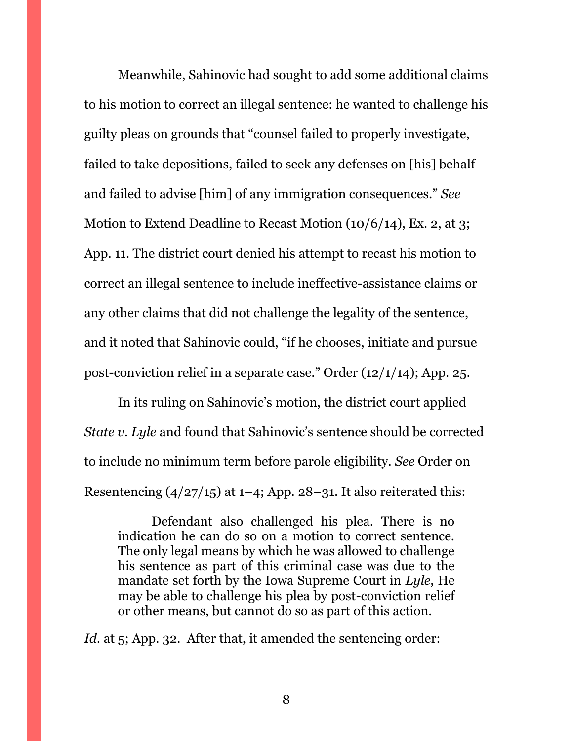Meanwhile, Sahinovic had sought to add some additional claims to his motion to correct an illegal sentence: he wanted to challenge his guilty pleas on grounds that "counsel failed to properly investigate, failed to take depositions, failed to seek any defenses on [his] behalf and failed to advise [him] of any immigration consequences." *See* Motion to Extend Deadline to Recast Motion (10/6/14), Ex. 2, at 3; App. 11. The district court denied his attempt to recast his motion to correct an illegal sentence to include ineffective-assistance claims or any other claims that did not challenge the legality of the sentence, and it noted that Sahinovic could, "if he chooses, initiate and pursue post-conviction relief in a separate case." Order (12/1/14); App. 25.

In its ruling on Sahinovic's motion, the district court applied *State v. Lyle* and found that Sahinovic's sentence should be corrected to include no minimum term before parole eligibility. *See* Order on Resentencing (4/27/15) at 1–4; App. 28–31. It also reiterated this:

> Defendant also challenged his plea. There is no indication he can do so on a motion to correct sentence. The only legal means by which he was allowed to challenge his sentence as part of this criminal case was due to the mandate set forth by the Iowa Supreme Court in *Lyle*, He may be able to challenge his plea by post-conviction relief or other means, but cannot do so as part of this action.

*Id.* at 5; App. 32. After that, it amended the sentencing order: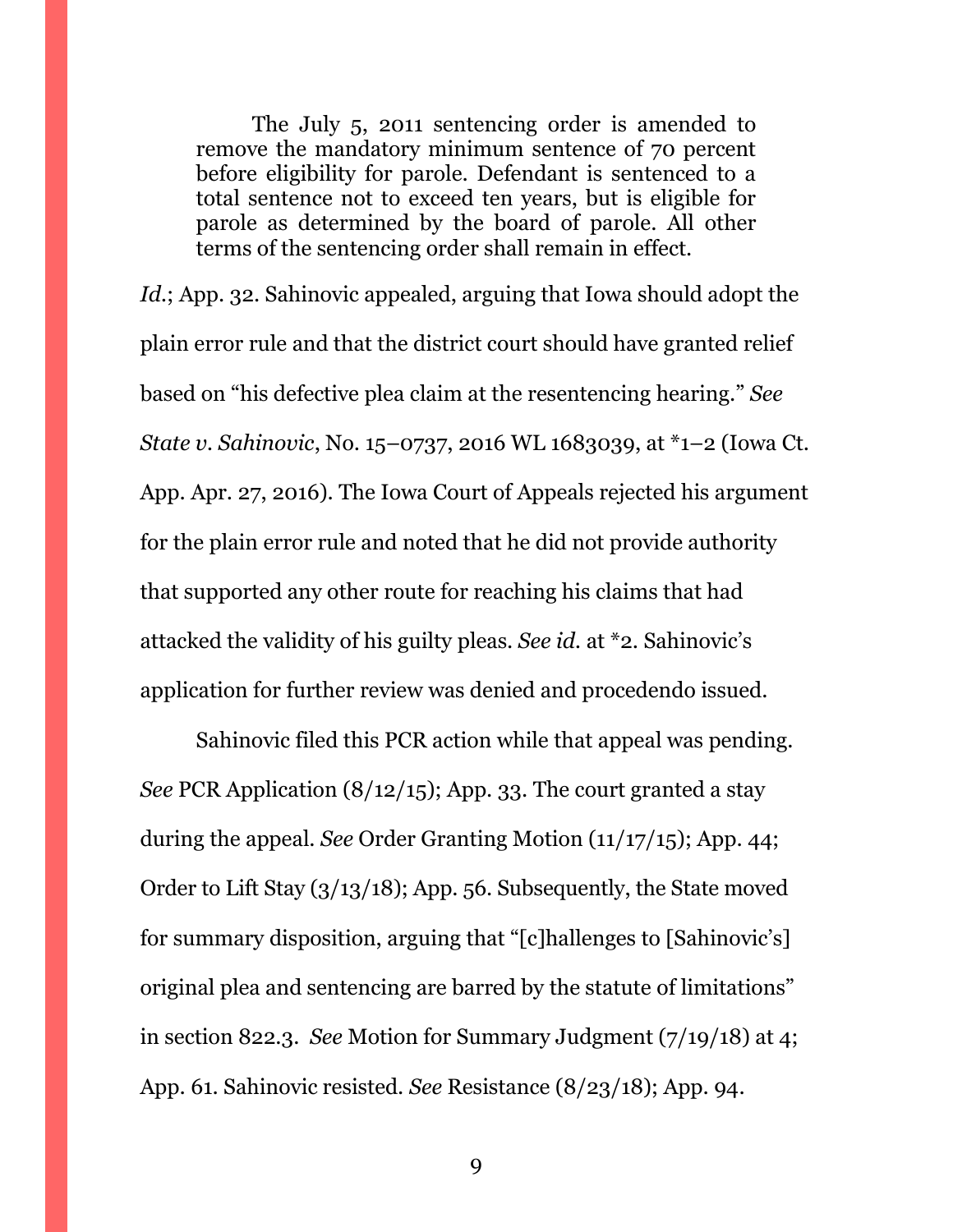> The July 5, 2011 sentencing order is amended to remove the mandatory minimum sentence of 70 percent before eligibility for parole. Defendant is sentenced to a total sentence not to exceed ten years, but is eligible for parole as determined by the board of parole. All other terms of the sentencing order shall remain in effect.

*Id.*; App. 32. Sahinovic appealed, arguing that Iowa should adopt the plain error rule and that the district court should have granted relief based on "his defective plea claim at the resentencing hearing." *See State v. Sahinovic*, No. 15–0737, 2016 WL 1683039, at *1–2 (Iowa Ct. App. Apr. 27, 2016). The Iowa Court of Appeals rejected his argument for the plain error rule and noted that he did not provide authority that supported any other route for reaching his claims that had attacked the validity of his guilty pleas. *See id.* at *2. Sahinovic's application for further review was denied and procedendo issued.

Sahinovic filed this PCR action while that appeal was pending. *See* PCR Application (8/12/15); App. 33. The court granted a stay during the appeal. *See* Order Granting Motion (11/17/15); App. 44; Order to Lift Stay (3/13/18); App. 56. Subsequently, the State moved for summary disposition, arguing that "[c]hallenges to [Sahinovic's] original plea and sentencing are barred by the statute of limitations" in section 822.3. *See* Motion for Summary Judgment (7/19/18) at 4; App. 61. Sahinovic resisted. *See* Resistance (8/23/18); App. 94.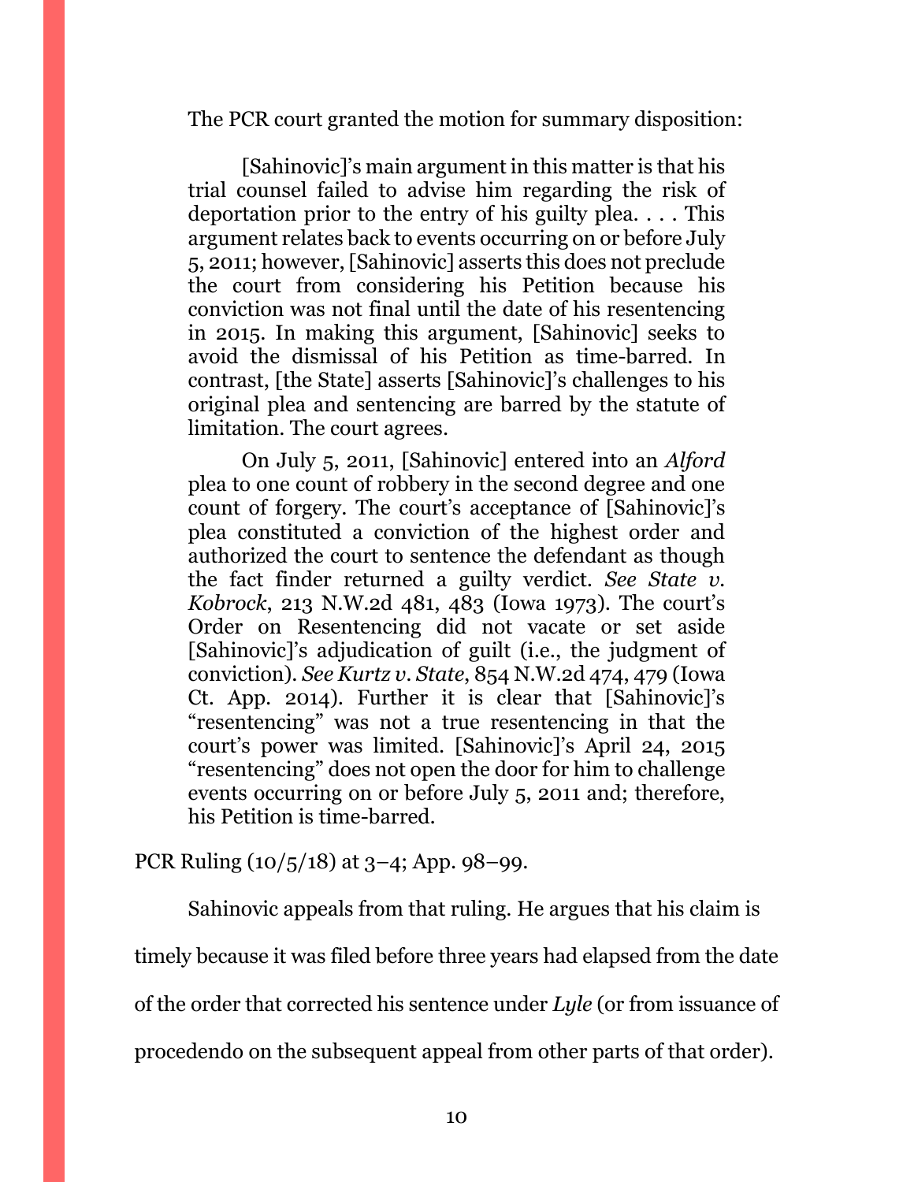The PCR court granted the motion for summary disposition:

> [Sahinovic]'s main argument in this matter is that his trial counsel failed to advise him regarding the risk of deportation prior to the entry of his guilty plea. . . . This argument relates back to events occurring on or before July 5, 2011; however, [Sahinovic] asserts this does not preclude the court from considering his Petition because his conviction was not final until the date of his resentencing in 2015. In making this argument, [Sahinovic] seeks to avoid the dismissal of his Petition as time-barred. In contrast, [the State] asserts [Sahinovic]'s challenges to his original plea and sentencing are barred by the statute of limitation. The court agrees.
>
> On July 5, 2011, [Sahinovic] entered into an *Alford* plea to one count of robbery in the second degree and one count of forgery. The court's acceptance of [Sahinovic]'s plea constituted a conviction of the highest order and authorized the court to sentence the defendant as though the fact finder returned a guilty verdict. *See State v. Kobrock*, 213 N.W.2d 481, 483 (Iowa 1973). The court's Order on Resentencing did not vacate or set aside [Sahinovic]'s adjudication of guilt (i.e., the judgment of conviction). *See Kurtz v. State*, 854 N.W.2d 474, 479 (Iowa Ct. App. 2014). Further it is clear that [Sahinovic]'s "resentencing" was not a true resentencing in that the court's power was limited. [Sahinovic]'s April 24, 2015 "resentencing" does not open the door for him to challenge events occurring on or before July 5, 2011 and; therefore, his Petition is time-barred.

PCR Ruling (10/5/18) at 3–4; App. 98–99.

Sahinovic appeals from that ruling. He argues that his claim is timely because it was filed before three years had elapsed from the date of the order that corrected his sentence under *Lyle* (or from issuance of procedendo on the subsequent appeal from other parts of that order).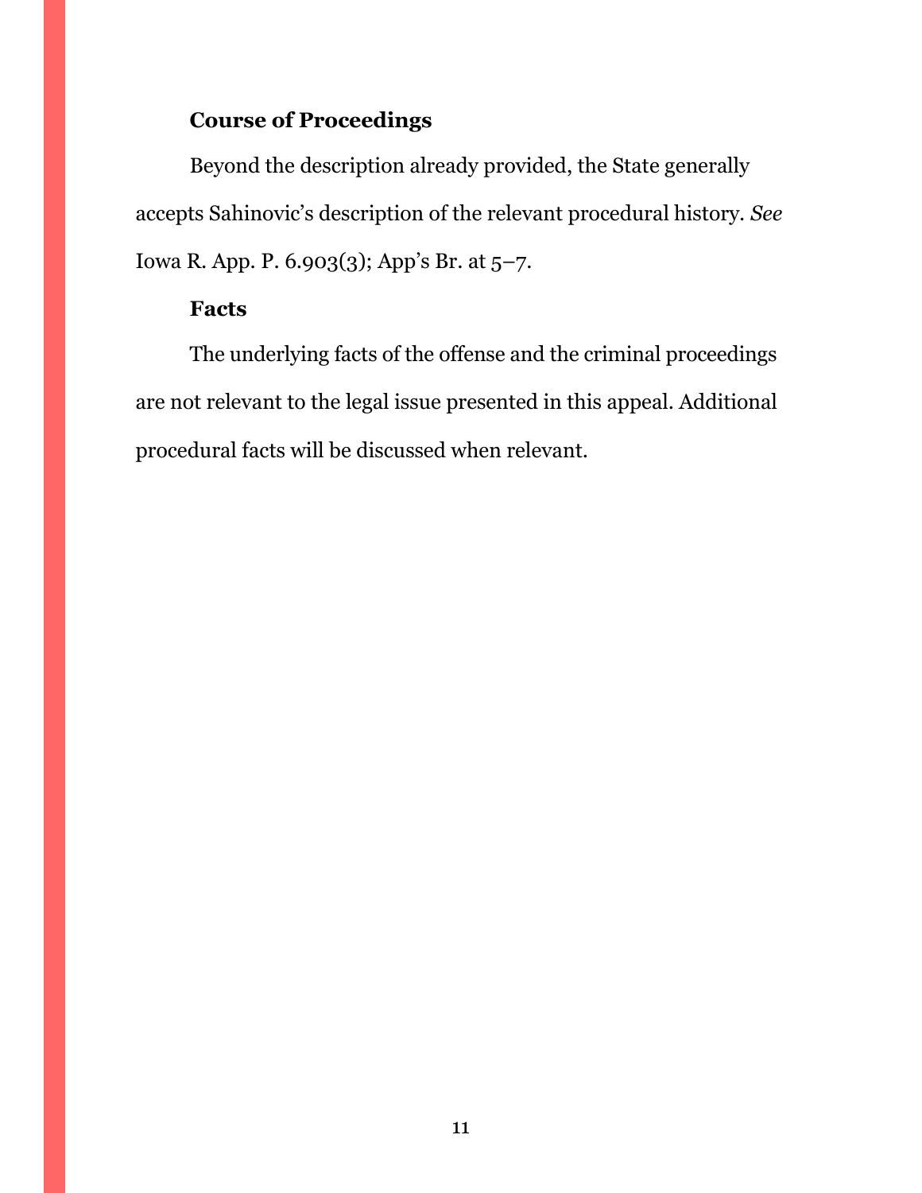### Course of Proceedings

Beyond the description already provided, the State generally accepts Sahinovic's description of the relevant procedural history. *See* Iowa R. App. P. 6.903(3); App's Br. at 5–7.

### Facts

The underlying facts of the offense and the criminal proceedings are not relevant to the legal issue presented in this appeal. Additional procedural facts will be discussed when relevant.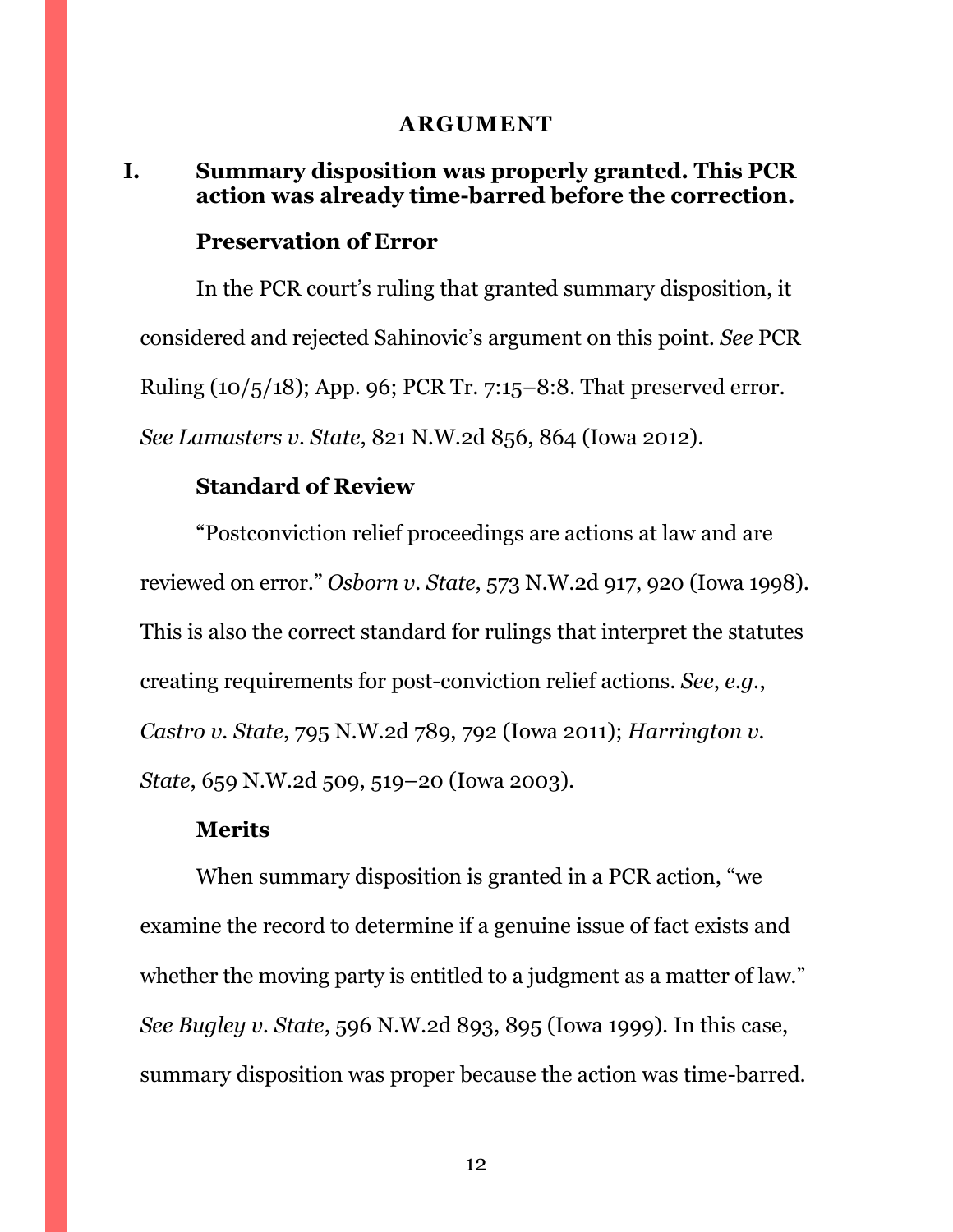## ARGUMENT

### I. Summary disposition was properly granted. This PCR action was already time-barred before the correction.

#### Preservation of Error

In the PCR court's ruling that granted summary disposition, it considered and rejected Sahinovic's argument on this point. *See* PCR Ruling (10/5/18); App. 96; PCR Tr. 7:15–8:8. That preserved error. *See Lamasters v. State*, 821 N.W.2d 856, 864 (Iowa 2012).

#### Standard of Review

"Postconviction relief proceedings are actions at law and are reviewed on error." *Osborn v. State*, 573 N.W.2d 917, 920 (Iowa 1998). This is also the correct standard for rulings that interpret the statutes creating requirements for post-conviction relief actions. *See, e.g.*, *Castro v. State*, 795 N.W.2d 789, 792 (Iowa 2011); *Harrington v. State*, 659 N.W.2d 509, 519–20 (Iowa 2003).

#### Merits

When summary disposition is granted in a PCR action, "we examine the record to determine if a genuine issue of fact exists and whether the moving party is entitled to a judgment as a matter of law." *See Bugley v. State*, 596 N.W.2d 893, 895 (Iowa 1999). In this case, summary disposition was proper because the action was time-barred.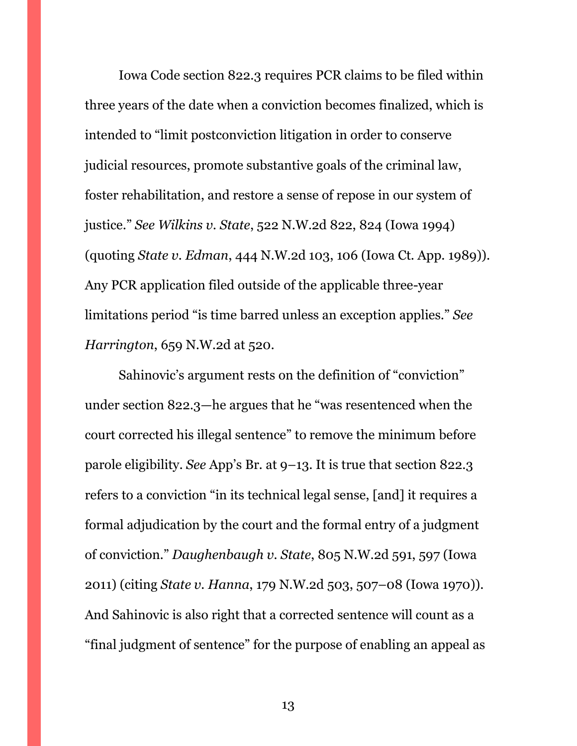Iowa Code section 822.3 requires PCR claims to be filed within three years of the date when a conviction becomes finalized, which is intended to "limit postconviction litigation in order to conserve judicial resources, promote substantive goals of the criminal law, foster rehabilitation, and restore a sense of repose in our system of justice." *See Wilkins v. State*, 522 N.W.2d 822, 824 (Iowa 1994) (quoting *State v. Edman*, 444 N.W.2d 103, 106 (Iowa Ct. App. 1989)). Any PCR application filed outside of the applicable three-year limitations period "is time barred unless an exception applies." *See Harrington*, 659 N.W.2d at 520.

Sahinovic's argument rests on the definition of "conviction" under section 822.3—he argues that he "was resentenced when the court corrected his illegal sentence" to remove the minimum before parole eligibility. *See* App's Br. at 9–13. It is true that section 822.3 refers to a conviction "in its technical legal sense, [and] it requires a formal adjudication by the court and the formal entry of a judgment of conviction." *Daughenbaugh v. State*, 805 N.W.2d 591, 597 (Iowa 2011) (citing *State v. Hanna*, 179 N.W.2d 503, 507–08 (Iowa 1970)). And Sahinovic is also right that a corrected sentence will count as a "final judgment of sentence" for the purpose of enabling an appeal as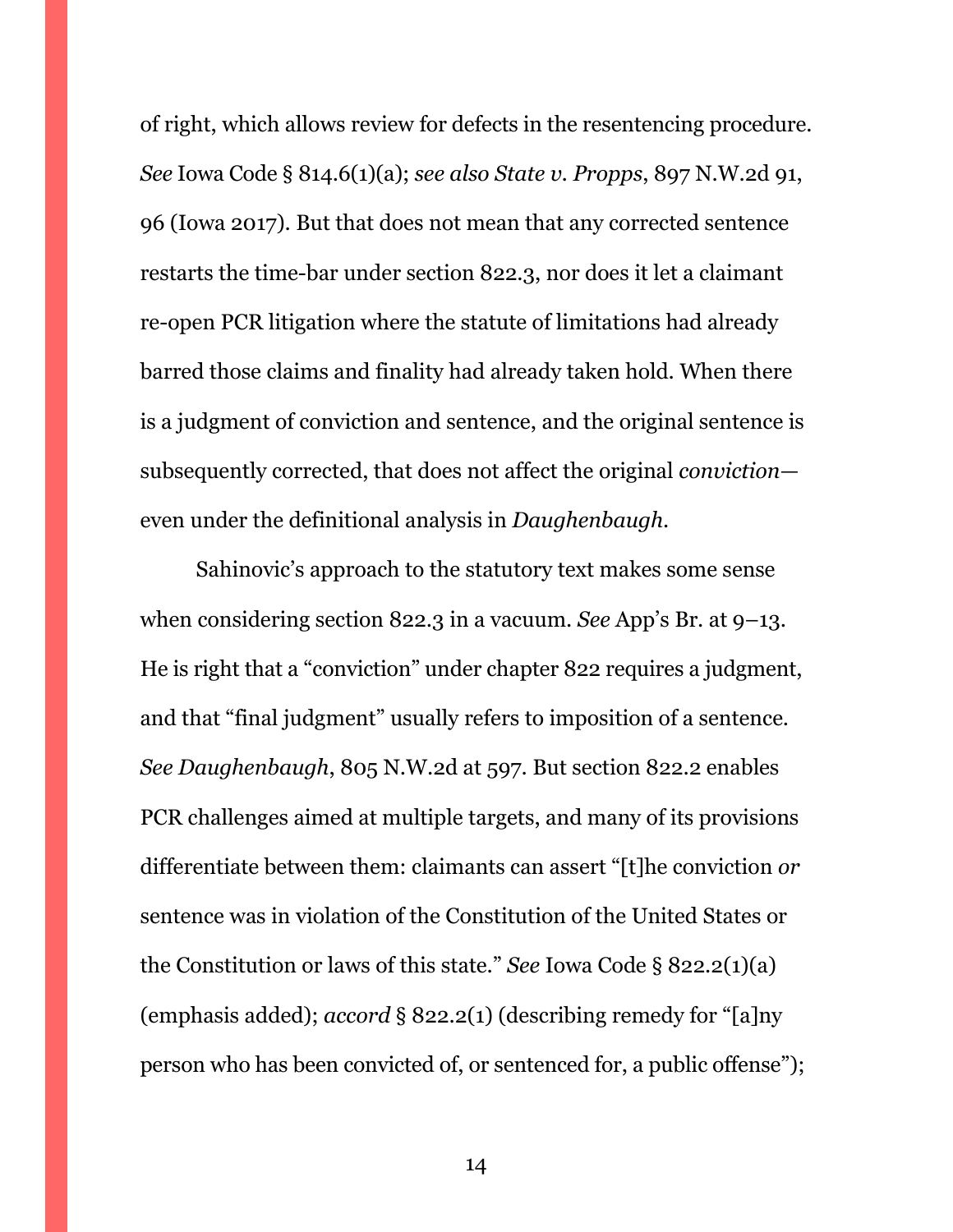of right, which allows review for defects in the resentencing procedure. *See* Iowa Code § 814.6(1)(a); *see also State v. Propps*, 897 N.W.2d 91, 96 (Iowa 2017). But that does not mean that any corrected sentence restarts the time-bar under section 822.3, nor does it let a claimant re-open PCR litigation where the statute of limitations had already barred those claims and finality had already taken hold. When there is a judgment of conviction and sentence, and the original sentence is subsequently corrected, that does not affect the original *conviction*—even under the definitional analysis in *Daughenbaugh*.

Sahinovic's approach to the statutory text makes some sense when considering section 822.3 in a vacuum. *See* App's Br. at 9–13. He is right that a "conviction" under chapter 822 requires a judgment, and that "final judgment" usually refers to imposition of a sentence. *See Daughenbaugh*, 805 N.W.2d at 597. But section 822.2 enables PCR challenges aimed at multiple targets, and many of its provisions differentiate between them: claimants can assert "[t]he conviction *or* sentence was in violation of the Constitution of the United States or the Constitution or laws of this state." *See* Iowa Code § 822.2(1)(a) (emphasis added); *accord* § 822.2(1) (describing remedy for "[a]ny person who has been convicted of, or sentenced for, a public offense");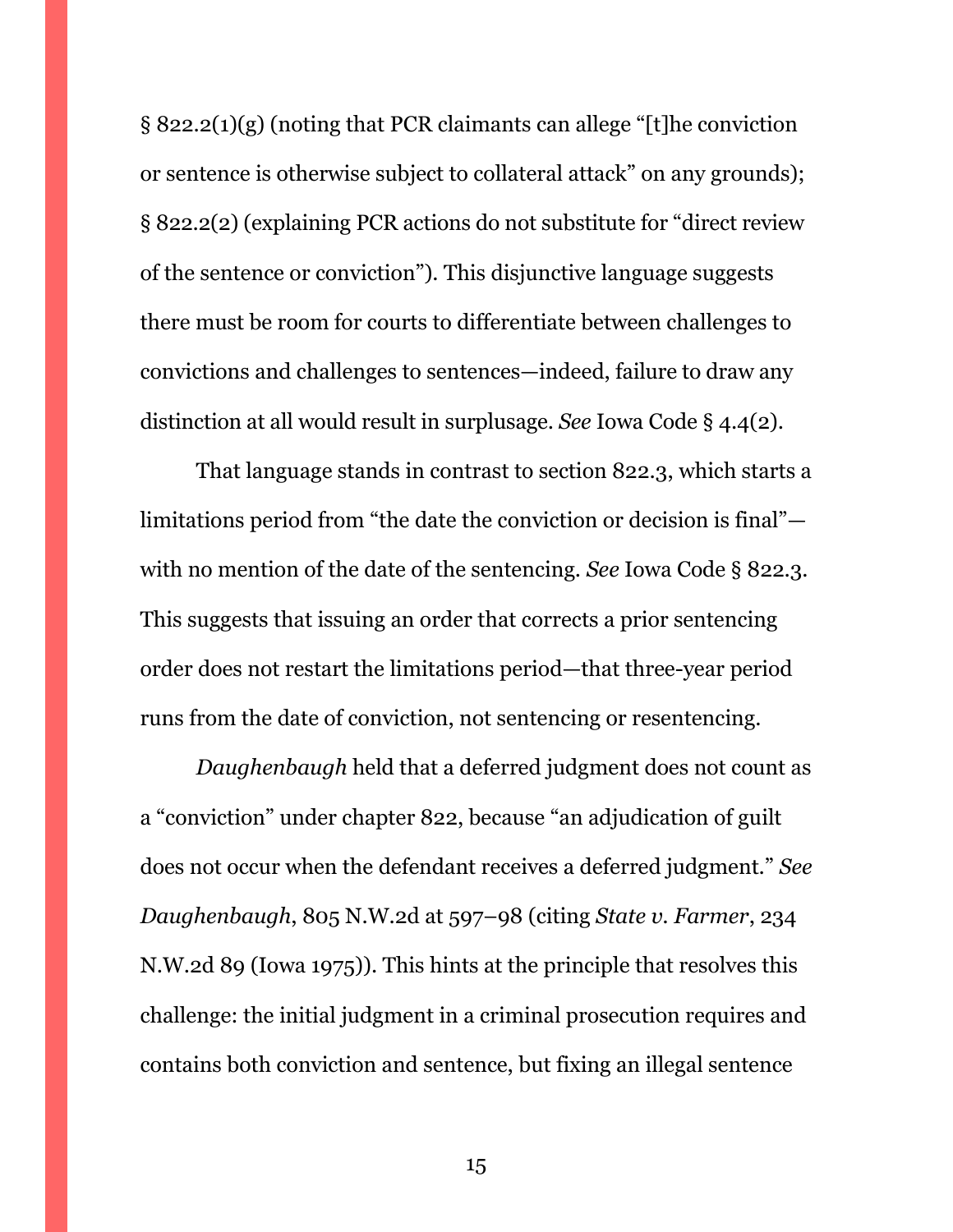§ 822.2(1)(g) (noting that PCR claimants can allege "[t]he conviction or sentence is otherwise subject to collateral attack" on any grounds); § 822.2(2) (explaining PCR actions do not substitute for "direct review of the sentence or conviction"). This disjunctive language suggests there must be room for courts to differentiate between challenges to convictions and challenges to sentences—indeed, failure to draw any distinction at all would result in surplusage. *See* Iowa Code § 4.4(2).

That language stands in contrast to section 822.3, which starts a limitations period from "the date the conviction or decision is final"—with no mention of the date of the sentencing. *See* Iowa Code § 822.3. This suggests that issuing an order that corrects a prior sentencing order does not restart the limitations period—that three-year period runs from the date of conviction, not sentencing or resentencing.

*Daughenbaugh* held that a deferred judgment does not count as a "conviction" under chapter 822, because "an adjudication of guilt does not occur when the defendant receives a deferred judgment." *See Daughenbaugh*, 805 N.W.2d at 597–98 (citing *State v. Farmer*, 234 N.W.2d 89 (Iowa 1975)). This hints at the principle that resolves this challenge: the initial judgment in a criminal prosecution requires and contains both conviction and sentence, but fixing an illegal sentence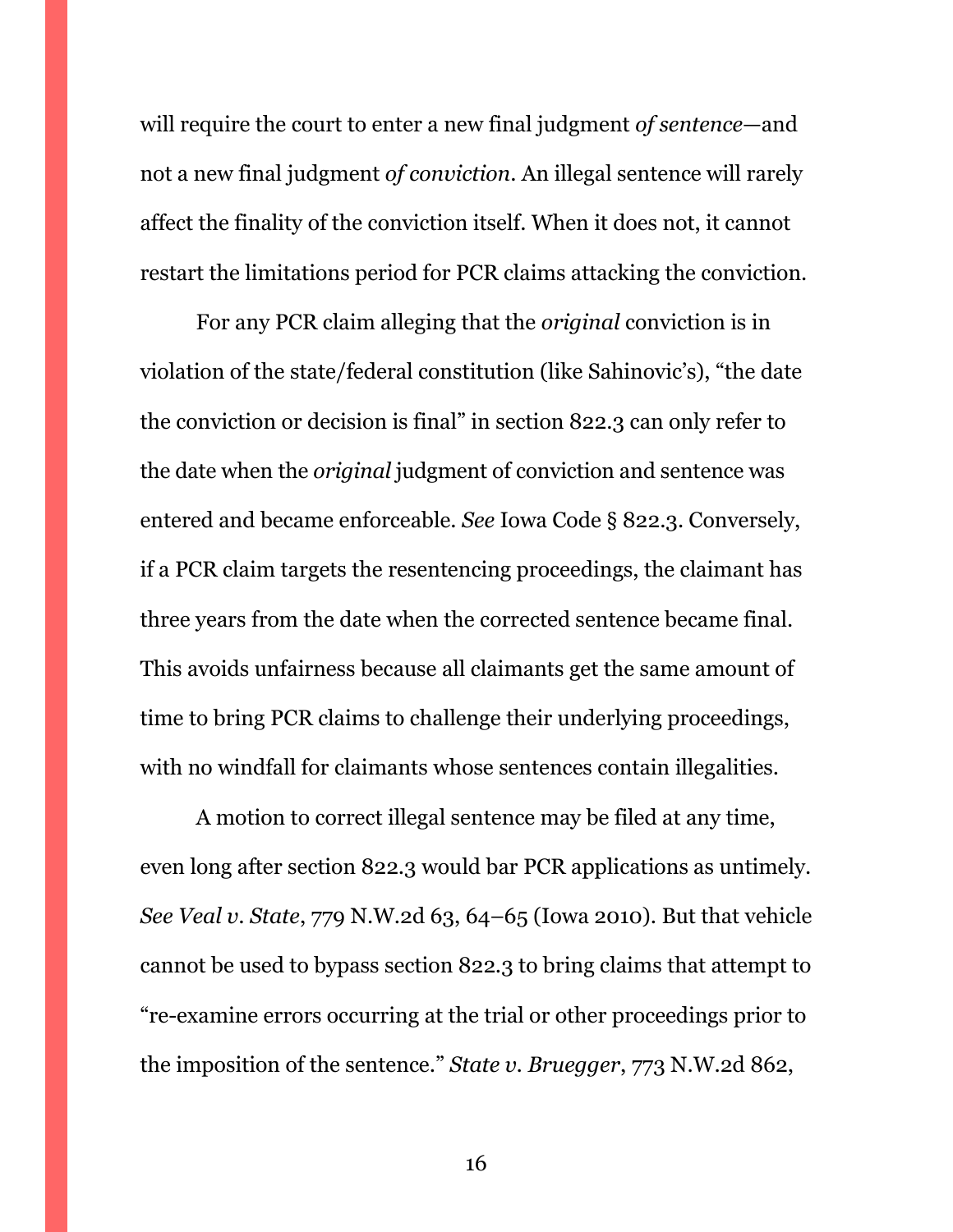will require the court to enter a new final judgment *of sentence*—and not a new final judgment *of conviction*. An illegal sentence will rarely affect the finality of the conviction itself. When it does not, it cannot restart the limitations period for PCR claims attacking the conviction.

For any PCR claim alleging that the *original* conviction is in violation of the state/federal constitution (like Sahinovic's), "the date the conviction or decision is final" in section 822.3 can only refer to the date when the *original* judgment of conviction and sentence was entered and became enforceable. *See* Iowa Code § 822.3. Conversely, if a PCR claim targets the resentencing proceedings, the claimant has three years from the date when the corrected sentence became final. This avoids unfairness because all claimants get the same amount of time to bring PCR claims to challenge their underlying proceedings, with no windfall for claimants whose sentences contain illegalities.

A motion to correct illegal sentence may be filed at any time, even long after section 822.3 would bar PCR applications as untimely. *See Veal v. State*, 779 N.W.2d 63, 64–65 (Iowa 2010). But that vehicle cannot be used to bypass section 822.3 to bring claims that attempt to "re-examine errors occurring at the trial or other proceedings prior to the imposition of the sentence." *State v. Bruegger*, 773 N.W.2d 862,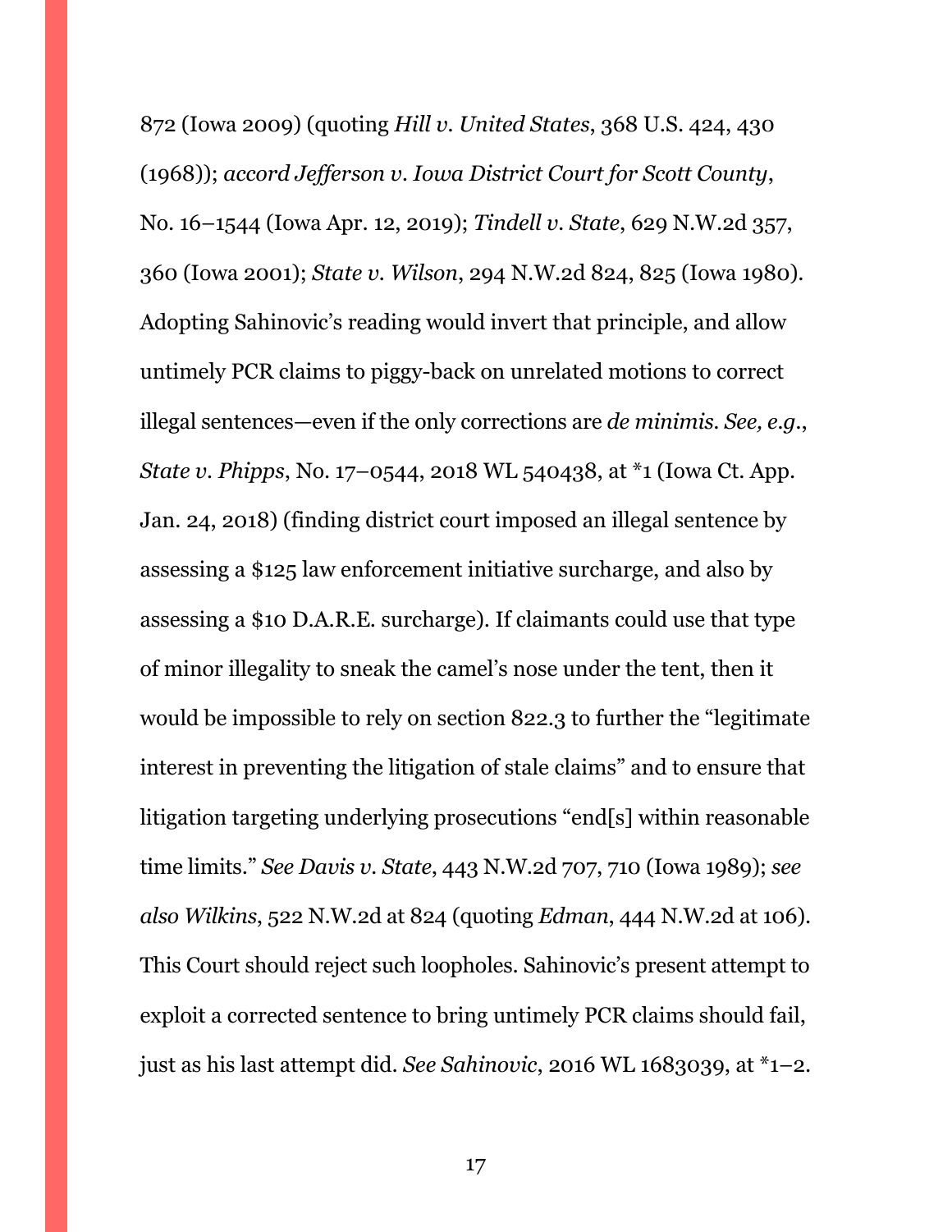872 (Iowa 2009) (quoting *Hill v. United States*, 368 U.S. 424, 430 (1968)); *accord Jefferson v. Iowa District Court for Scott County*, No. 16–1544 (Iowa Apr. 12, 2019); *Tindell v. State*, 629 N.W.2d 357, 360 (Iowa 2001); *State v. Wilson*, 294 N.W.2d 824, 825 (Iowa 1980). Adopting Sahinovic's reading would invert that principle, and allow untimely PCR claims to piggy-back on unrelated motions to correct illegal sentences—even if the only corrections are *de minimis*. *See, e.g.*, *State v. Phipps*, No. 17–0544, 2018 WL 540438, at *1 (Iowa Ct. App. Jan. 24, 2018) (finding district court imposed an illegal sentence by assessing a $125 law enforcement initiative surcharge, and also by assessing a $10 D.A.R.E. surcharge). If claimants could use that type of minor illegality to sneak the camel's nose under the tent, then it would be impossible to rely on section 822.3 to further the "legitimate interest in preventing the litigation of stale claims" and to ensure that litigation targeting underlying prosecutions "end[s] within reasonable time limits." *See Davis v. State*, 443 N.W.2d 707, 710 (Iowa 1989); *see also Wilkins*, 522 N.W.2d at 824 (quoting *Edman*, 444 N.W.2d at 106). This Court should reject such loopholes. Sahinovic's present attempt to exploit a corrected sentence to bring untimely PCR claims should fail, just as his last attempt did. *See Sahinovic*, 2016 WL 1683039, at *1–2.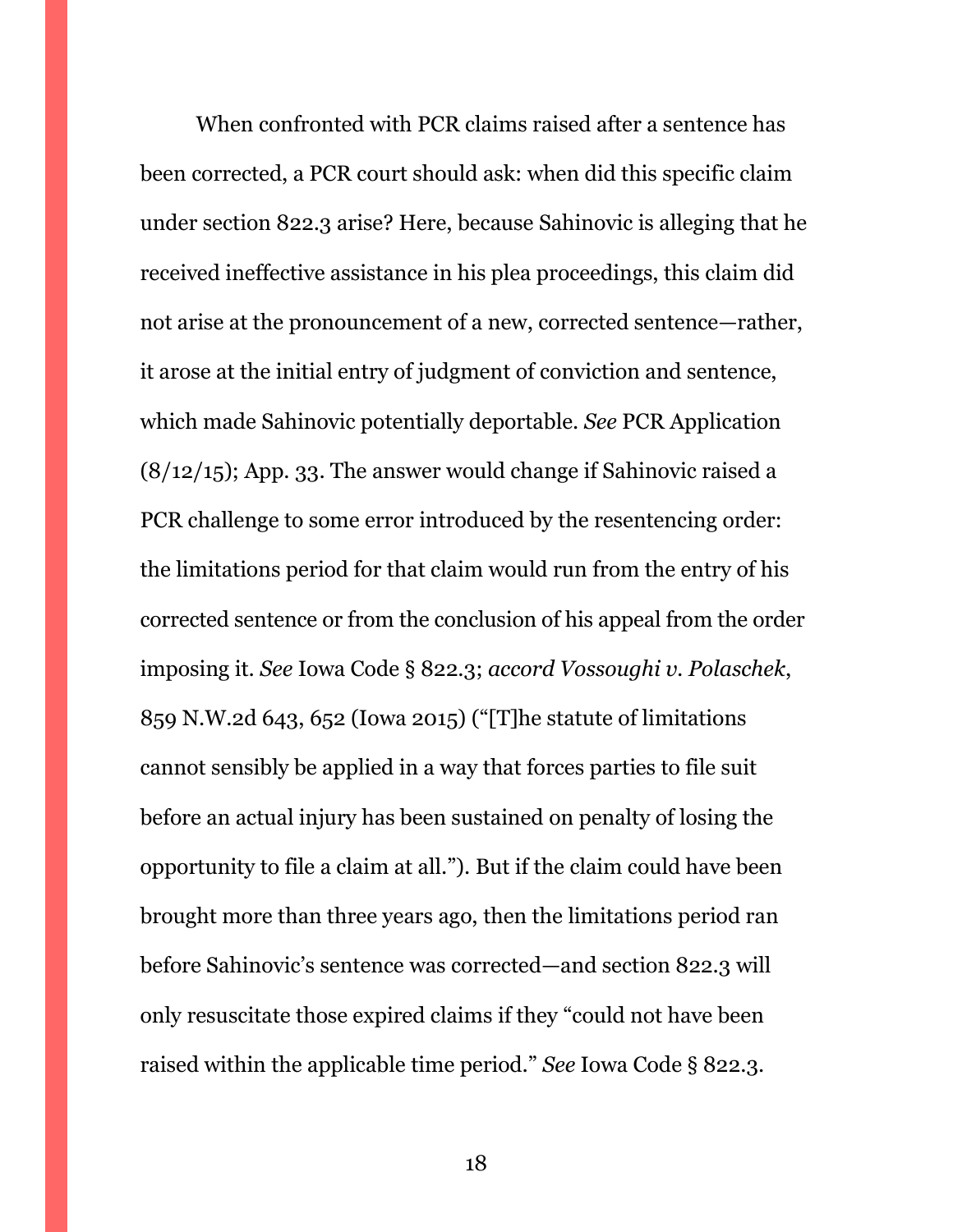When confronted with PCR claims raised after a sentence has been corrected, a PCR court should ask: when did this specific claim under section 822.3 arise? Here, because Sahinovic is alleging that he received ineffective assistance in his plea proceedings, this claim did not arise at the pronouncement of a new, corrected sentence—rather, it arose at the initial entry of judgment of conviction and sentence, which made Sahinovic potentially deportable. *See* PCR Application (8/12/15); App. 33. The answer would change if Sahinovic raised a PCR challenge to some error introduced by the resentencing order: the limitations period for that claim would run from the entry of his corrected sentence or from the conclusion of his appeal from the order imposing it. *See* Iowa Code § 822.3; *accord Vossoughi v. Polaschek*, 859 N.W.2d 643, 652 (Iowa 2015) ("[T]he statute of limitations cannot sensibly be applied in a way that forces parties to file suit before an actual injury has been sustained on penalty of losing the opportunity to file a claim at all."). But if the claim could have been brought more than three years ago, then the limitations period ran before Sahinovic's sentence was corrected—and section 822.3 will only resuscitate those expired claims if they "could not have been raised within the applicable time period." *See* Iowa Code § 822.3.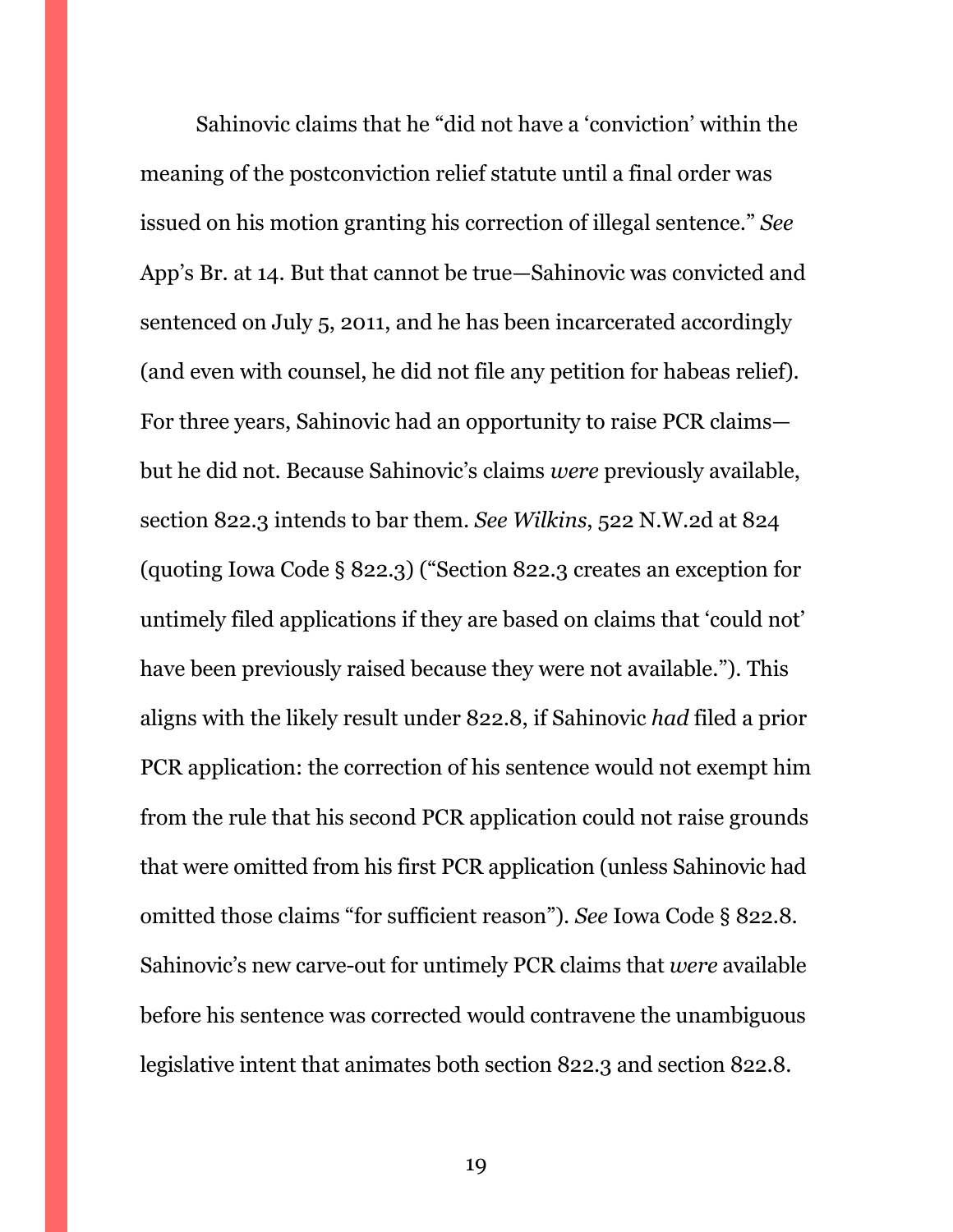Sahinovic claims that he "did not have a 'conviction' within the meaning of the postconviction relief statute until a final order was issued on his motion granting his correction of illegal sentence." *See* App's Br. at 14. But that cannot be true—Sahinovic was convicted and sentenced on July 5, 2011, and he has been incarcerated accordingly (and even with counsel, he did not file any petition for habeas relief). For three years, Sahinovic had an opportunity to raise PCR claims—but he did not. Because Sahinovic's claims *were* previously available, section 822.3 intends to bar them. *See Wilkins*, 522 N.W.2d at 824 (quoting Iowa Code § 822.3) ("Section 822.3 creates an exception for untimely filed applications if they are based on claims that 'could not' have been previously raised because they were not available."). This aligns with the likely result under 822.8, if Sahinovic *had* filed a prior PCR application: the correction of his sentence would not exempt him from the rule that his second PCR application could not raise grounds that were omitted from his first PCR application (unless Sahinovic had omitted those claims "for sufficient reason"). *See* Iowa Code § 822.8. Sahinovic's new carve-out for untimely PCR claims that *were* available before his sentence was corrected would contravene the unambiguous legislative intent that animates both section 822.3 and section 822.8.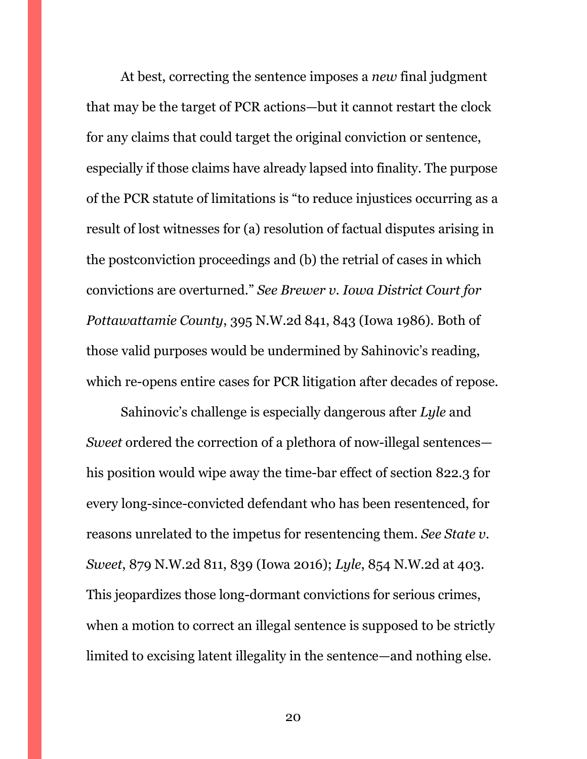At best, correcting the sentence imposes a *new* final judgment that may be the target of PCR actions—but it cannot restart the clock for any claims that could target the original conviction or sentence, especially if those claims have already lapsed into finality. The purpose of the PCR statute of limitations is "to reduce injustices occurring as a result of lost witnesses for (a) resolution of factual disputes arising in the postconviction proceedings and (b) the retrial of cases in which convictions are overturned." *See Brewer v. Iowa District Court for Pottawattamie County*, 395 N.W.2d 841, 843 (Iowa 1986). Both of those valid purposes would be undermined by Sahinovic's reading, which re-opens entire cases for PCR litigation after decades of repose.

Sahinovic's challenge is especially dangerous after *Lyle* and *Sweet* ordered the correction of a plethora of now-illegal sentences—his position would wipe away the time-bar effect of section 822.3 for every long-since-convicted defendant who has been resentenced, for reasons unrelated to the impetus for resentencing them. *See State v. Sweet*, 879 N.W.2d 811, 839 (Iowa 2016); *Lyle*, 854 N.W.2d at 403. This jeopardizes those long-dormant convictions for serious crimes, when a motion to correct an illegal sentence is supposed to be strictly limited to excising latent illegality in the sentence—and nothing else.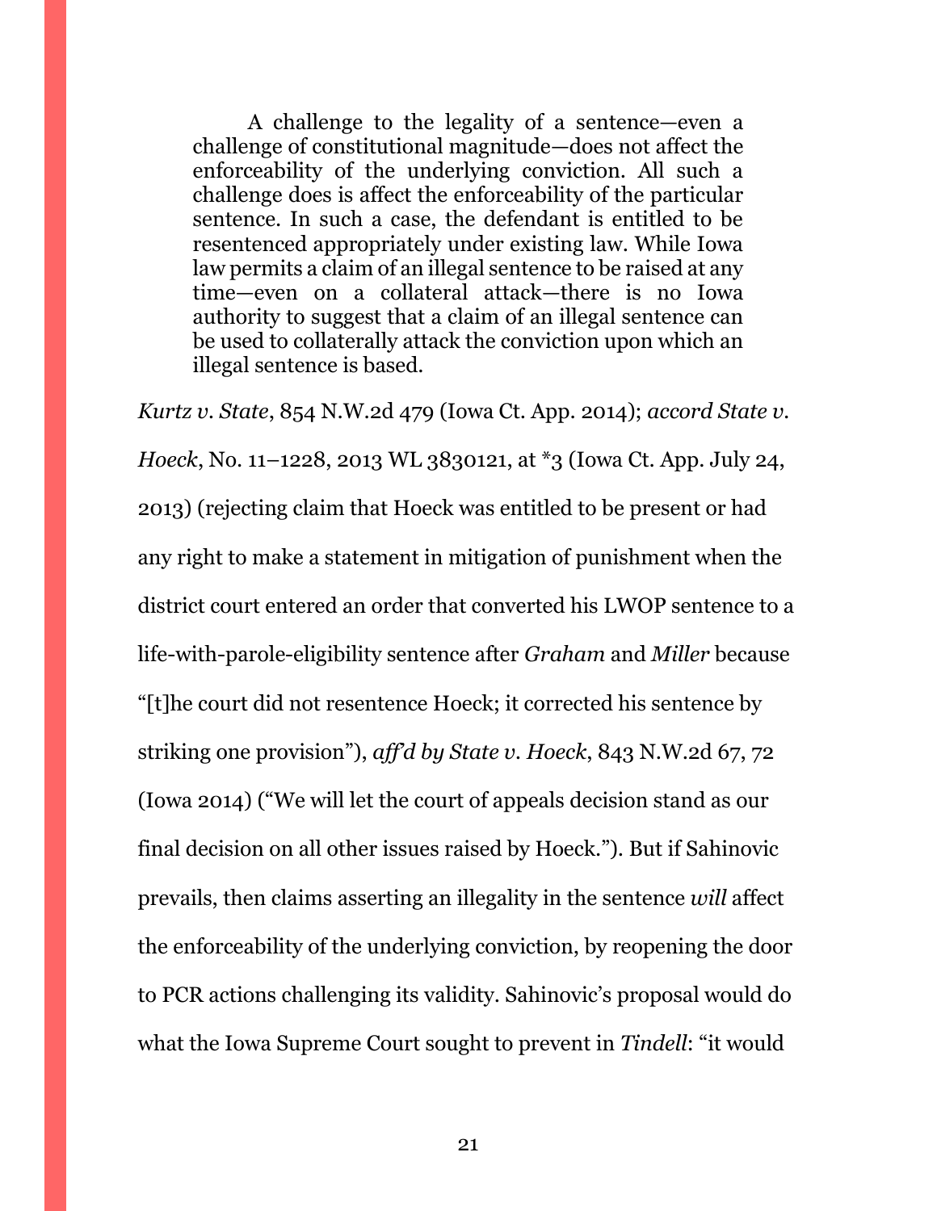> A challenge to the legality of a sentence—even a challenge of constitutional magnitude—does not affect the enforceability of the underlying conviction. All such a challenge does is affect the enforceability of the particular sentence. In such a case, the defendant is entitled to be resentenced appropriately under existing law. While Iowa law permits a claim of an illegal sentence to be raised at any time—even on a collateral attack—there is no Iowa authority to suggest that a claim of an illegal sentence can be used to collaterally attack the conviction upon which an illegal sentence is based.

*Kurtz v. State*, 854 N.W.2d 479 (Iowa Ct. App. 2014); *accord State v. Hoeck*, No. 11–1228, 2013 WL 3830121, at *3 (Iowa Ct. App. July 24, 2013) (rejecting claim that Hoeck was entitled to be present or had any right to make a statement in mitigation of punishment when the district court entered an order that converted his LWOP sentence to a life-with-parole-eligibility sentence after *Graham* and *Miller* because "[t]he court did not resentence Hoeck; it corrected his sentence by striking one provision"), *aff'd by State v. Hoeck*, 843 N.W.2d 67, 72 (Iowa 2014) ("We will let the court of appeals decision stand as our final decision on all other issues raised by Hoeck."). But if Sahinovic prevails, then claims asserting an illegality in the sentence *will* affect the enforceability of the underlying conviction, by reopening the door to PCR actions challenging its validity. Sahinovic's proposal would do what the Iowa Supreme Court sought to prevent in *Tindell*: "it would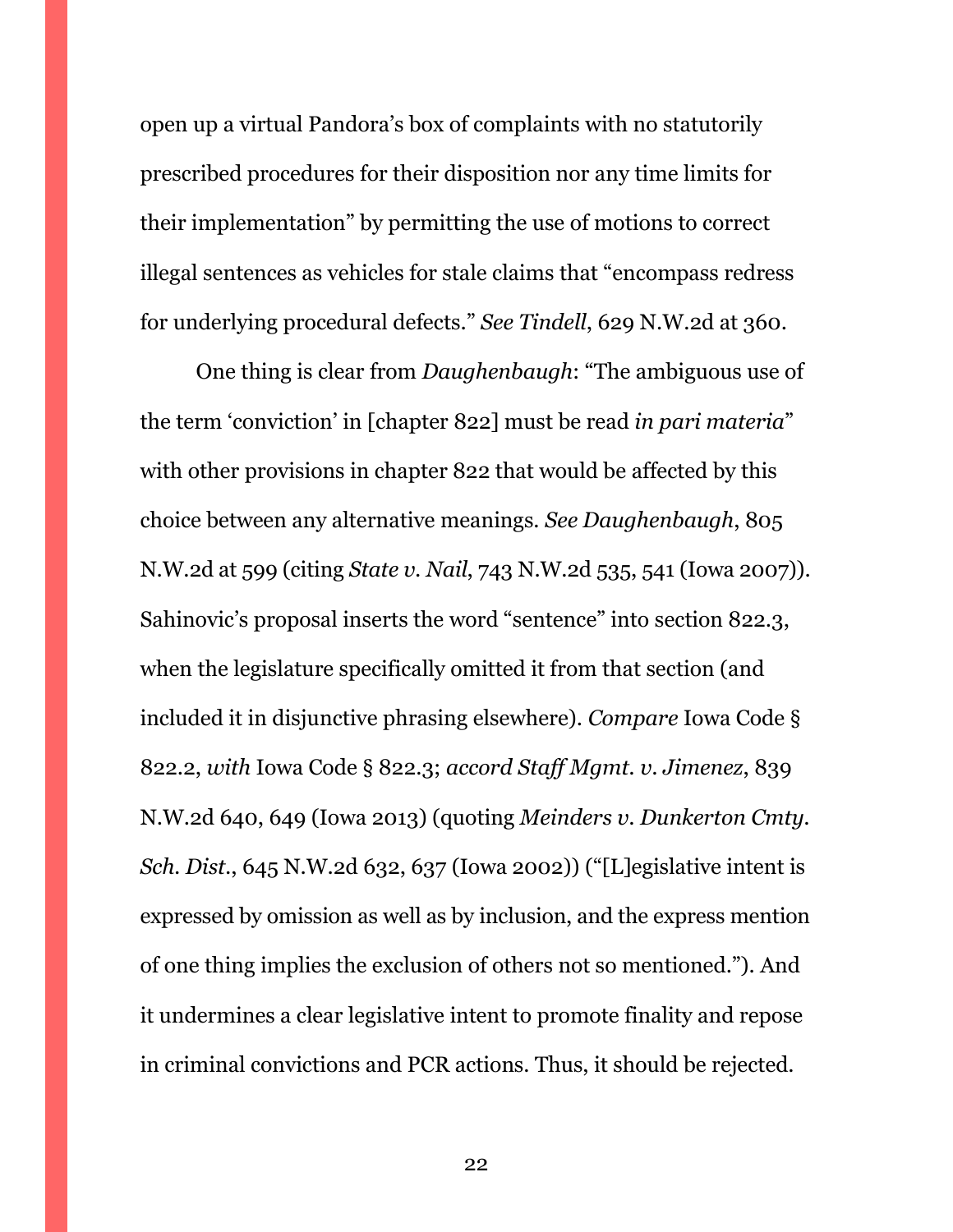open up a virtual Pandora's box of complaints with no statutorily prescribed procedures for their disposition nor any time limits for their implementation" by permitting the use of motions to correct illegal sentences as vehicles for stale claims that "encompass redress for underlying procedural defects." *See Tindell*, 629 N.W.2d at 360.

One thing is clear from *Daughenbaugh*: "The ambiguous use of the term 'conviction' in [chapter 822] must be read *in pari materia*" with other provisions in chapter 822 that would be affected by this choice between any alternative meanings. *See Daughenbaugh*, 805 N.W.2d at 599 (citing *State v. Nail*, 743 N.W.2d 535, 541 (Iowa 2007)). Sahinovic's proposal inserts the word "sentence" into section 822.3, when the legislature specifically omitted it from that section (and included it in disjunctive phrasing elsewhere). *Compare* Iowa Code § 822.2, *with* Iowa Code § 822.3; *accord Staff Mgmt. v. Jimenez*, 839 N.W.2d 640, 649 (Iowa 2013) (quoting *Meinders v. Dunkerton Cmty. Sch. Dist.*, 645 N.W.2d 632, 637 (Iowa 2002)) ("[L]egislative intent is expressed by omission as well as by inclusion, and the express mention of one thing implies the exclusion of others not so mentioned."). And it undermines a clear legislative intent to promote finality and repose in criminal convictions and PCR actions. Thus, it should be rejected.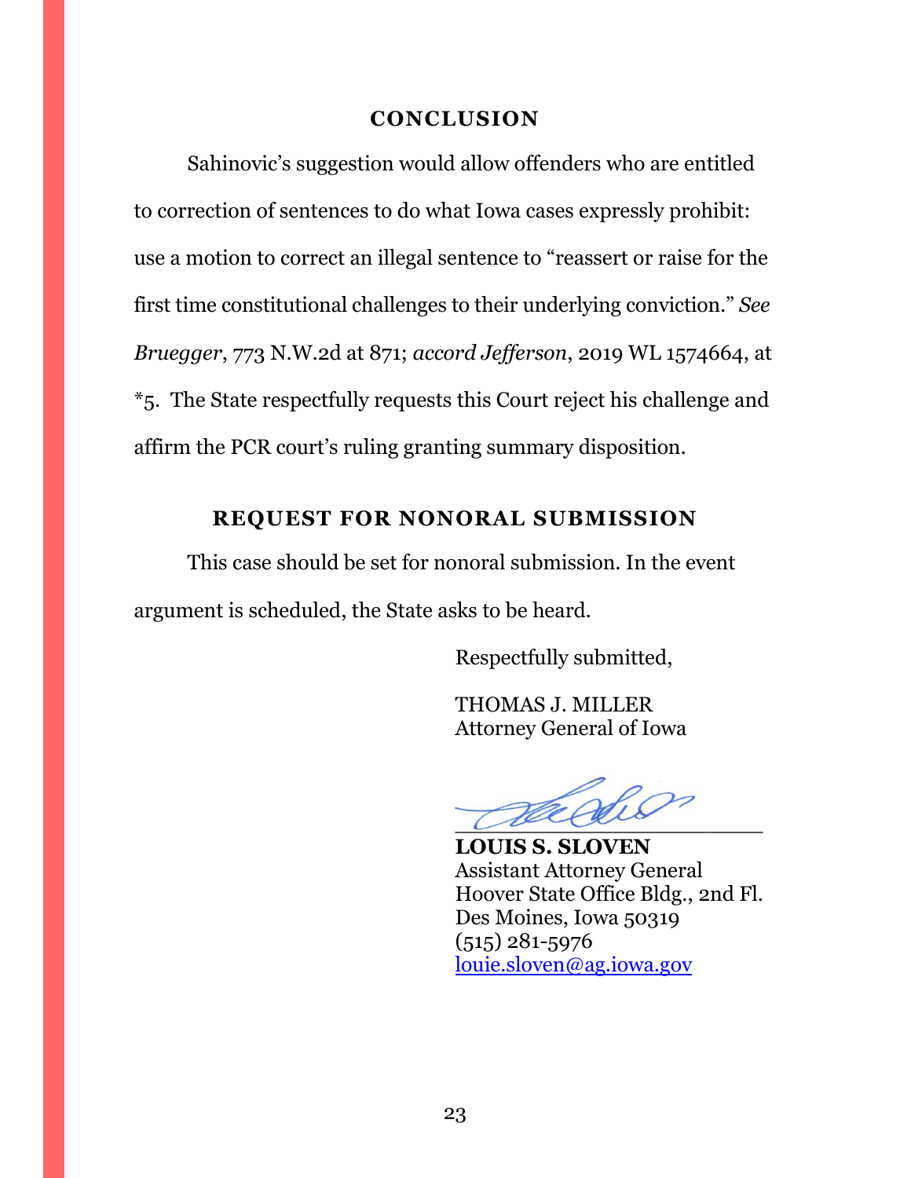## CONCLUSION

Sahinovic's suggestion would allow offenders who are entitled to correction of sentences to do what Iowa cases expressly prohibit: use a motion to correct an illegal sentence to "reassert or raise for the first time constitutional challenges to their underlying conviction." *See Bruegger*, 773 N.W.2d at 871; *accord Jefferson*, 2019 WL 1574664, at *5. The State respectfully requests this Court reject his challenge and affirm the PCR court's ruling granting summary disposition.

## REQUEST FOR NONORAL SUBMISSION

This case should be set for nonoral submission. In the event argument is scheduled, the State asks to be heard.

Respectfully submitted,

THOMAS J. MILLER
Attorney General of Iowa

______________________
**LOUIS S. SLOVEN**
Assistant Attorney General
Hoover State Office Bldg., 2nd Fl.
Des Moines, Iowa 50319
(515) 281-5976
louie.sloven@ag.iowa.gov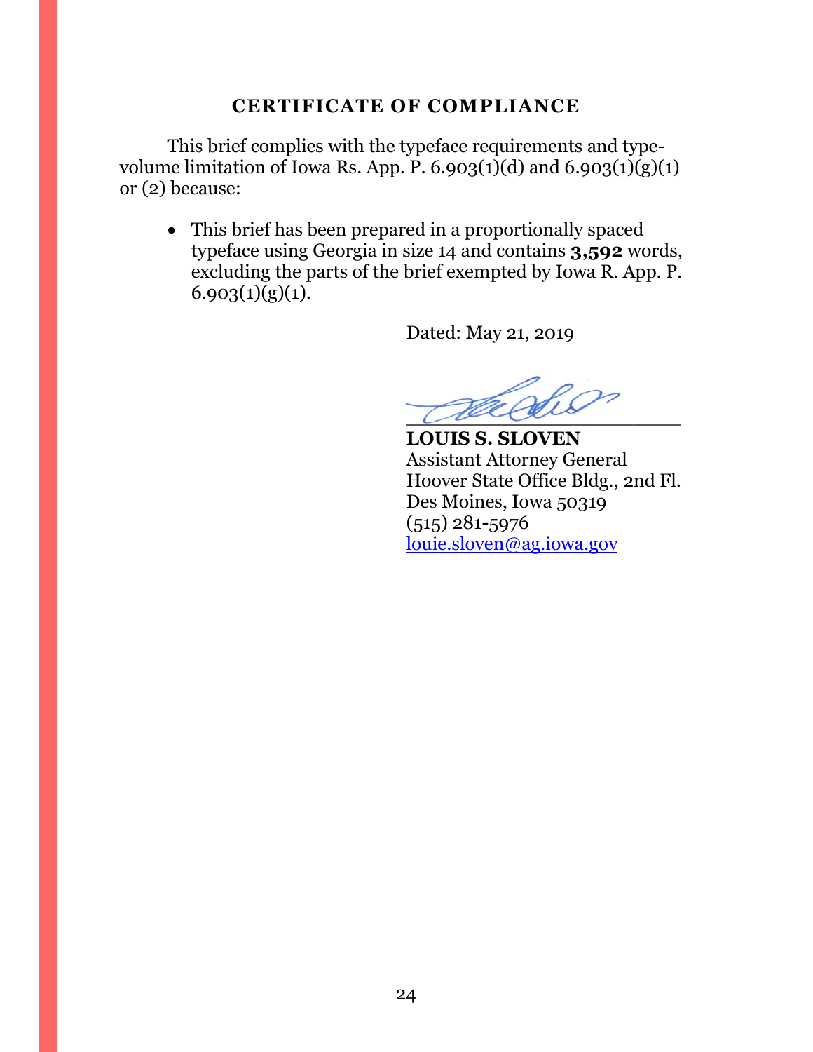## CERTIFICATE OF COMPLIANCE

This brief complies with the typeface requirements and type-volume limitation of Iowa Rs. App. P. 6.903(1)(d) and 6.903(1)(g)(1) or (2) because:

- This brief has been prepared in a proportionally spaced typeface using Georgia in size 14 and contains **3,592** words, excluding the parts of the brief exempted by Iowa R. App. P. 6.903(1)(g)(1).

Dated: May 21, 2019

\_\_\_\_\_\_\_\_\_\_\_\_\_\_\_\_\_\_\_\_\_\_\_\_\_\_\_\_

**LOUIS S. SLOVEN**
Assistant Attorney General
Hoover State Office Bldg., 2nd Fl.
Des Moines, Iowa 50319
(515) 281-5976
louie.sloven@ag.iowa.gov